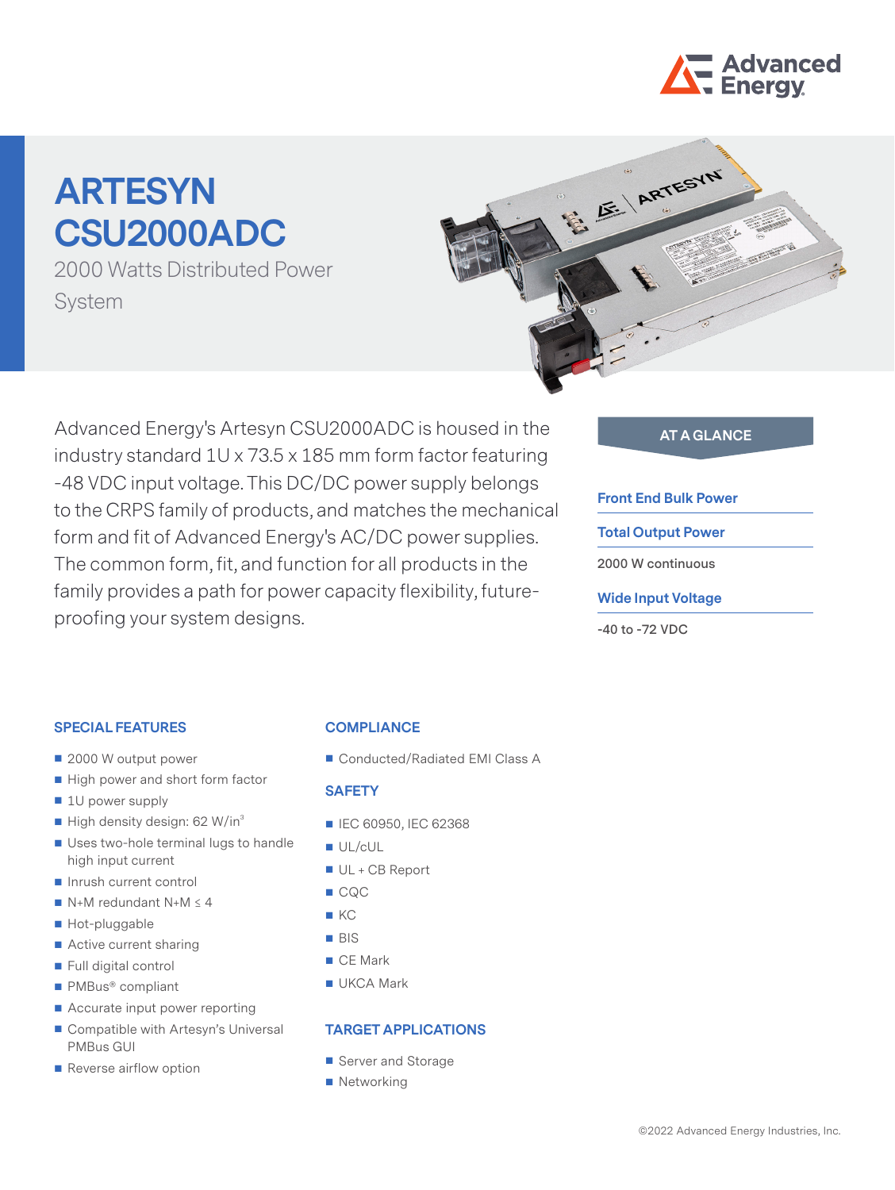# ARTESYN CSU2000ADC

2000 Watts Distributed Power System

Advanced Energy's Artesyn CSU2000ADC is housed in the industry standard 1U x 73.5 x 185 mm form factor featuring -48 VDC input voltage. This DC/DC power supply belongs to the CRPS family of products, and matches the mechanical form and fit of Advanced Energy's AC/DC power supplies. The common form, fit, and function for all products in the family provides a path for power capacity flexibility, future-proofing your system designs.

## AT A GLANCE

**Front End Bulk Power**

**Total Output Power**

2000 W continuous

**Wide Input Voltage**

-40 to -72 VDC

## SPECIAL FEATURES

- 2000 W output power
- High power and short form factor
- 1U power supply
- High density design: 62 W/in$^3$
- Uses two-hole terminal lugs to handle high input current
- Inrush current control
- N+M redundant N+M ≤ 4
- Hot-pluggable
- Active current sharing
- Full digital control
- PMBus® compliant
- Accurate input power reporting
- Compatible with Artesyn's Universal PMBus GUI
- Reverse airflow option

## COMPLIANCE

- Conducted/Radiated EMI Class A

## SAFETY

- IEC 60950, IEC 62368
- UL/cUL
- UL + CB Report
- CQC
- KC
- BIS
- CE Mark
- UKCA Mark

## TARGET APPLICATIONS

- Server and Storage
- Networking

©2022 Advanced Energy Industries, Inc.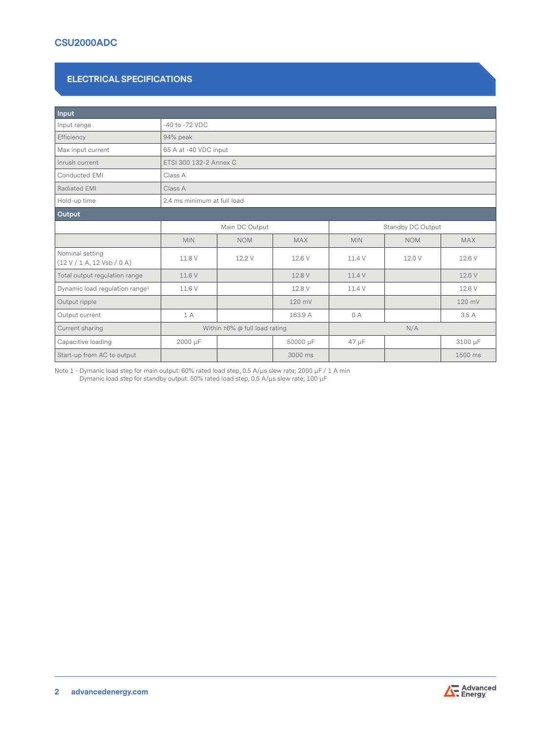## ELECTRICAL SPECIFICATIONS

| Input | | | | | | |
|---|---|---|---|---|---|---|
| Input range | -40 to -72 VDC | | | | | |
| Efficiency | 94% peak | | | | | |
| Max input current | 65 A at -40 VDC input | | | | | |
| Inrush current | ETSI 300 132-2 Annex C | | | | | |
| Conducted EMI | Class A | | | | | |
| Radiated EMI | Class A | | | | | |
| Hold-up time | 2.4 ms minimum at full load | | | | | |
| **Output** | | | | | | |
| | Main DC Output | | | Standby DC Output | | |
| | MIN | NOM | MAX | MIN | NOM | MAX |
| Nominal setting (12 V / 1 A, 12 Vsb / 0 A) | 11.8 V | 12.2 V | 12.6 V | 11.4 V | 12.0 V | 12.6 V |
| Total output regulation range | 11.6 V | | 12.8 V | 11.4 V | | 12.6 V |
| Dynamic load regulation range[1] | 11.6 V | | 12.8 V | 11.4 V | | 12.6 V |
| Output ripple | | | 120 mV | | | 120 mV |
| Output current | 1 A | | 163.9 A | 0 A | | 3.5 A |
| Current sharing | Within ±6% @ full load rating | | | N/A | | |
| Capacitive loading | 2000 µF | | 50000 µF | 47 µF | | 3100 µF |
| Start-up from AC to output | | | 3000 ms | | | 1500 ms |

Note 1 - Dymanic load step for main output: 60% rated load step, 0.5 A/µs slew rate; 2000 µF / 1 A min
Dymanic load step for standby output: 50% rated load step, 0.5 A/µs slew rate; 100 µF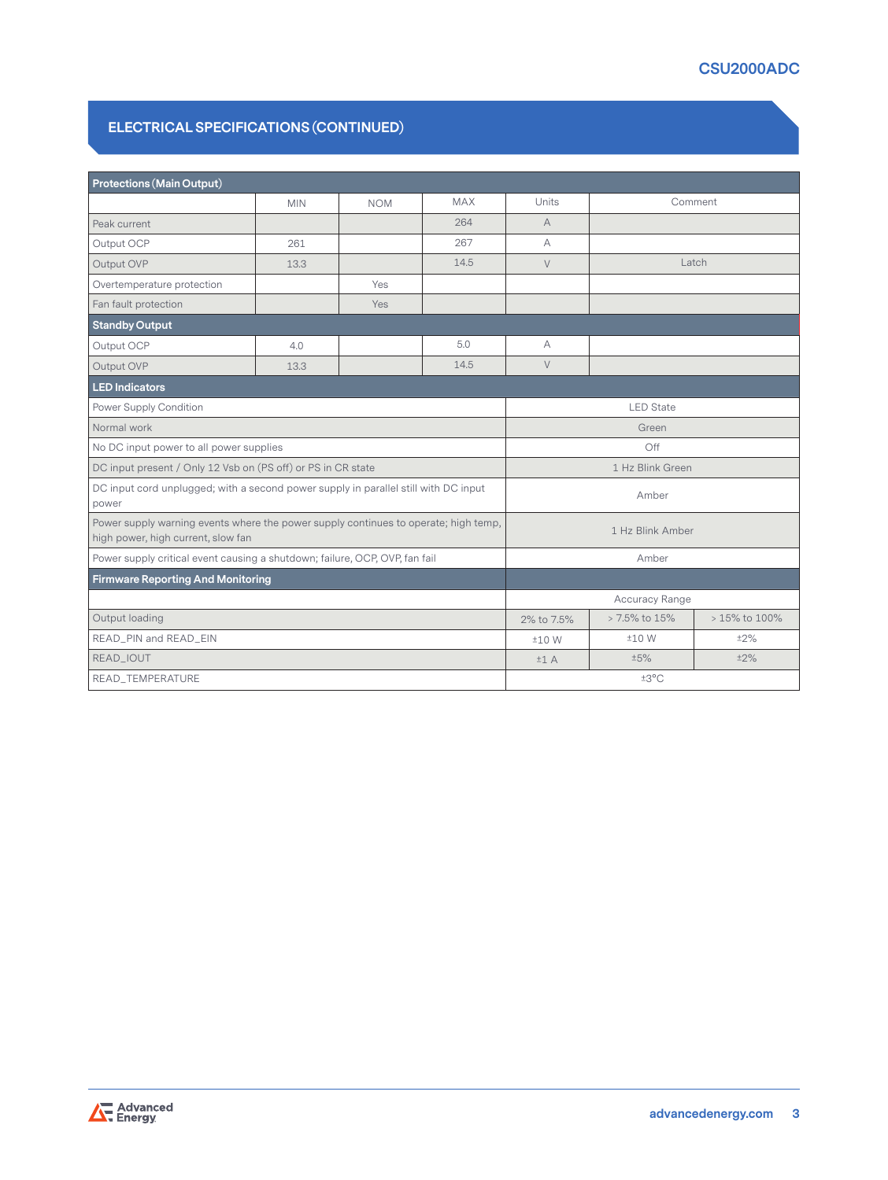## ELECTRICAL SPECIFICATIONS (CONTINUED)

| Protections (Main Output) | | | | | |
|---|---|---|---|---|---|
| | MIN | NOM | MAX | Units | Comment |
| Peak current | | | 264 | A | |
| Output OCP | 261 | | 267 | A | |
| Output OVP | 13.3 | | 14.5 | V | Latch |
| Overtemperature protection | | Yes | | | |
| Fan fault protection | | Yes | | | |
| **Standby Output** | | | | | |
| Output OCP | 4.0 | | 5.0 | A | |
| Output OVP | 13.3 | | 14.5 | V | |

| LED Indicators | |
|---|---|
| Power Supply Condition | LED State |
| Normal work | Green |
| No DC input power to all power supplies | Off |
| DC input present / Only 12 Vsb on (PS off) or PS in CR state | 1 Hz Blink Green |
| DC input cord unplugged; with a second power supply in parallel still with DC input power | Amber |
| Power supply warning events where the power supply continues to operate; high temp, high power, high current, slow fan | 1 Hz Blink Amber |
| Power supply critical event causing a shutdown; failure, OCP, OVP, fan fail | Amber |

| Firmware Reporting And Monitoring | | | |
|---|---|---|---|
| | Accuracy Range | | |
| Output loading | 2% to 7.5% | > 7.5% to 15% | > 15% to 100% |
| READ_PIN and READ_EIN | ±10 W | ±10 W | ±2% |
| READ_IOUT | ±1 A | ±5% | ±2% |
| READ_TEMPERATURE | ±3°C | | |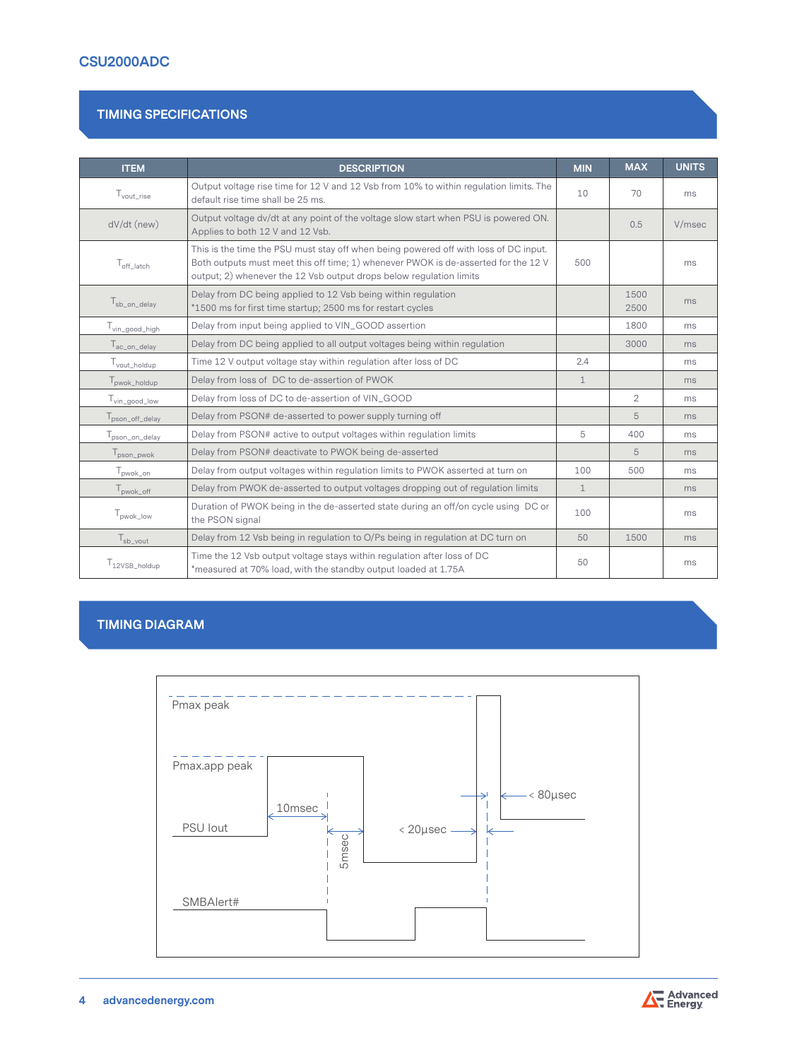## TIMING SPECIFICATIONS

| ITEM | DESCRIPTION | MIN | MAX | UNITS |
|---|---|---|---|---|
| $T_{vout\_rise}$ | Output voltage rise time for 12 V and 12 Vsb from 10% to within regulation limits. The default rise time shall be 25 ms. | 10 | 70 | ms |
| dV/dt (new) | Output voltage dv/dt at any point of the voltage slow start when PSU is powered ON. Applies to both 12 V and 12 Vsb. | | 0.5 | V/msec |
| $T_{off\_latch}$ | This is the time the PSU must stay off when being powered off with loss of DC input. Both outputs must meet this off time; 1) whenever PWOK is de-asserted for the 12 V output; 2) whenever the 12 Vsb output drops below regulation limits | 500 | | ms |
| $T_{sb\_on\_delay}$ | Delay from DC being applied to 12 Vsb being within regulation *1500 ms for first time startup; 2500 ms for restart cycles | | 1500 2500 | ms |
| $T_{vin\_good\_high}$ | Delay from input being applied to VIN_GOOD assertion | | 1800 | ms |
| $T_{ac\_on\_delay}$ | Delay from DC being applied to all output voltages being within regulation | | 3000 | ms |
| $T_{vout\_holdup}$ | Time 12 V output voltage stay within regulation after loss of DC | 2.4 | | ms |
| $T_{pwok\_holdup}$ | Delay from loss of DC to de-assertion of PWOK | 1 | | ms |
| $T_{vin\_good\_low}$ | Delay from loss of DC to de-assertion of VIN_GOOD | | 2 | ms |
| $T_{pson\_off\_delay}$ | Delay from PSON# de-asserted to power supply turning off | | 5 | ms |
| $T_{pson\_on\_delay}$ | Delay from PSON# active to output voltages within regulation limits | 5 | 400 | ms |
| $T_{pson\_pwok}$ | Delay from PSON# deactivate to PWOK being de-asserted | | 5 | ms |
| $T_{pwok\_on}$ | Delay from output voltages within regulation limits to PWOK asserted at turn on | 100 | 500 | ms |
| $T_{pwok\_off}$ | Delay from PWOK de-asserted to output voltages dropping out of regulation limits | 1 | | ms |
| $T_{pwok\_low}$ | Duration of PWOK being in the de-asserted state during an off/on cycle using DC or the PSON signal | 100 | | ms |
| $T_{sb\_vout}$ | Delay from 12 Vsb being in regulation to O/Ps being in regulation at DC turn on | 50 | 1500 | ms |
| $T_{12VSB\_holdup}$ | Time the 12 Vsb output voltage stays within regulation after loss of DC *measured at 70% load, with the standby output loaded at 1.75A | 50 | | ms |

## TIMING DIAGRAM

Pmax peak

Pmax.app peak

PSU Iout

SMBAlert#

10msec

5msec

< 20µsec

< 80µsec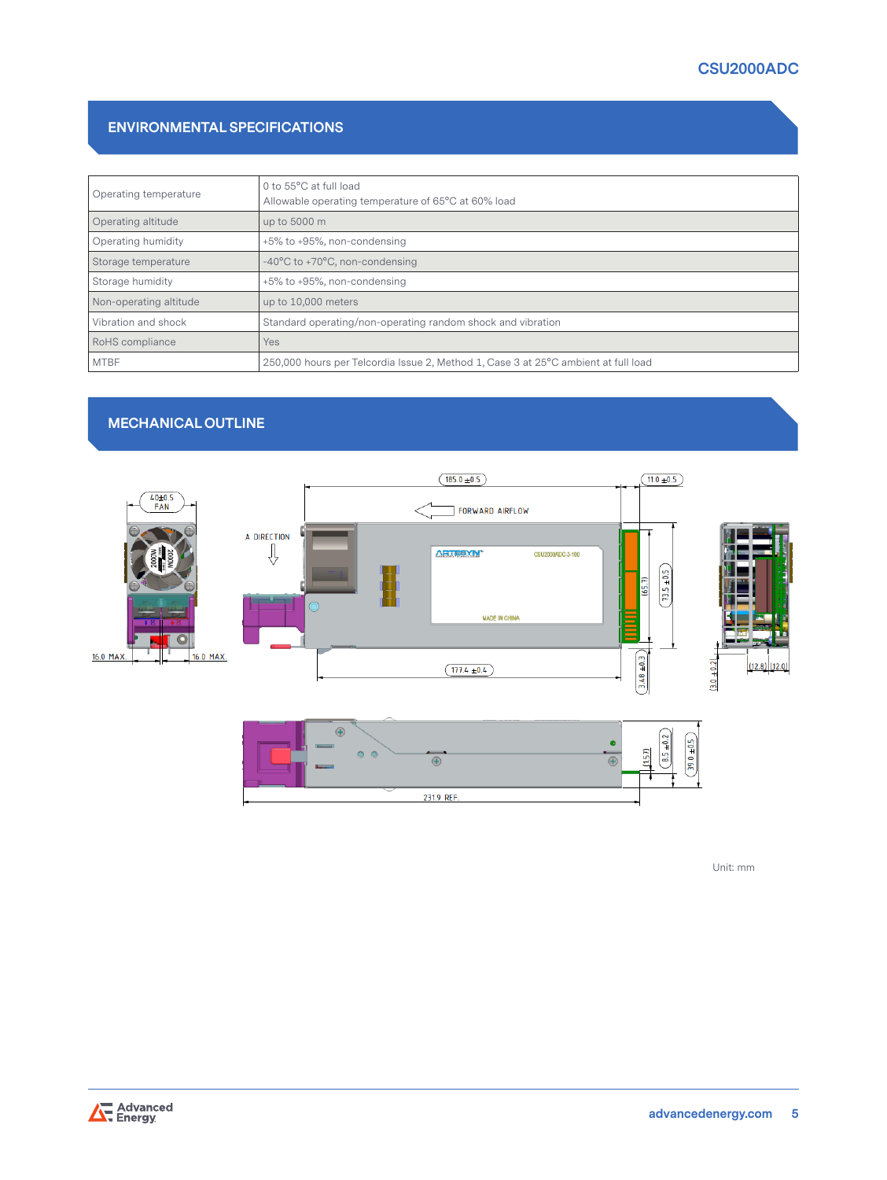## ENVIRONMENTAL SPECIFICATIONS

| | |
|---|---|
| Operating temperature | 0 to 55°C at full load<br>Allowable operating temperature of 65°C at 60% load |
| Operating altitude | up to 5000 m |
| Operating humidity | +5% to +95%, non-condensing |
| Storage temperature | -40°C to +70°C, non-condensing |
| Storage humidity | +5% to +95%, non-condensing |
| Non-operating altitude | up to 10,000 meters |
| Vibration and shock | Standard operating/non-operating random shock and vibration |
| RoHS compliance | Yes |
| MTBF | 250,000 hours per Telcordia Issue 2, Method 1, Case 3 at 25°C ambient at full load |

## MECHANICAL OUTLINE

Unit: mm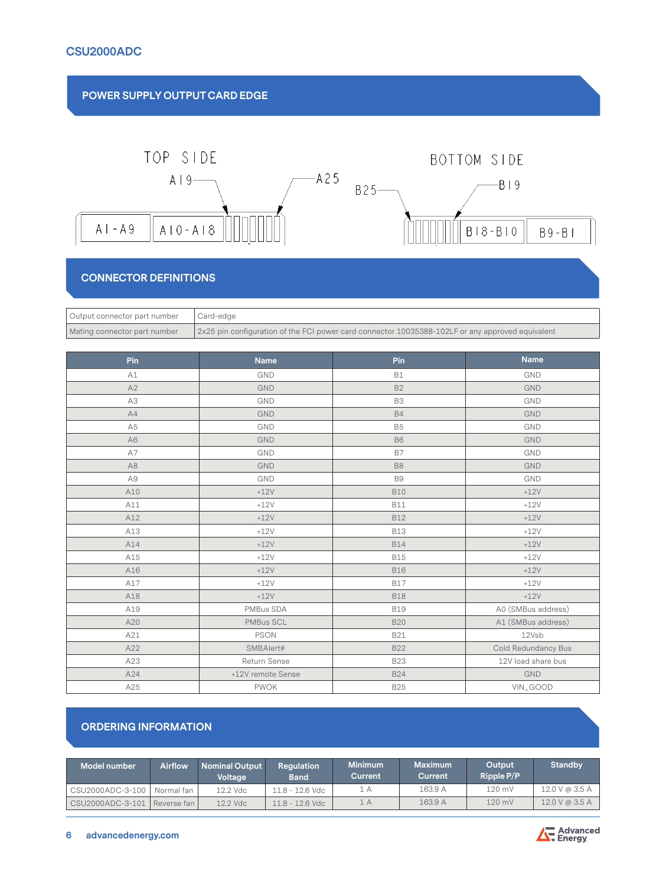## POWER SUPPLY OUTPUT CARD EDGE

TOP SIDE

A19 A25

A1-A9 A10-A18

BOTTOM SIDE

B25 B19

B18-B10 B9-B1

## CONNECTOR DEFINITIONS

| Output connector part number | Card-edge |
|---|---|
| Mating connector part number | 2x25 pin configuration of the FCI power card connector 10035388-102LF or any approved equivalent |

| Pin | Name | Pin | Name |
|---|---|---|---|
| A1 | GND | B1 | GND |
| A2 | GND | B2 | GND |
| A3 | GND | B3 | GND |
| A4 | GND | B4 | GND |
| A5 | GND | B5 | GND |
| A6 | GND | B6 | GND |
| A7 | GND | B7 | GND |
| A8 | GND | B8 | GND |
| A9 | GND | B9 | GND |
| A10 | +12V | B10 | +12V |
| A11 | +12V | B11 | +12V |
| A12 | +12V | B12 | +12V |
| A13 | +12V | B13 | +12V |
| A14 | +12V | B14 | +12V |
| A15 | +12V | B15 | +12V |
| A16 | +12V | B16 | +12V |
| A17 | +12V | B17 | +12V |
| A18 | +12V | B18 | +12V |
| A19 | PMBus SDA | B19 | A0 (SMBus address) |
| A20 | PMBus SCL | B20 | A1 (SMBus address) |
| A21 | PSON | B21 | 12Vsb |
| A22 | SMBAlert# | B22 | Cold Redundancy Bus |
| A23 | Return Sense | B23 | 12V load share bus |
| A24 | +12V remote Sense | B24 | GND |
| A25 | PWOK | B25 | VIN_GOOD |

## ORDERING INFORMATION

| Model number | Airflow | Nominal Output Voltage | Regulation Band | Minimum Current | Maximum Current | Output Ripple P/P | Standby |
|---|---|---|---|---|---|---|---|
| CSU2000ADC-3-100 | Normal fan | 12.2 Vdc | 11.8 - 12.6 Vdc | 1 A | 163.9 A | 120 mV | 12.0 V @ 3.5 A |
| CSU2000ADC-3-101 | Reverse fan | 12.2 Vdc | 11.8 - 12.6 Vdc | 1 A | 163.9 A | 120 mV | 12.0 V @ 3.5 A |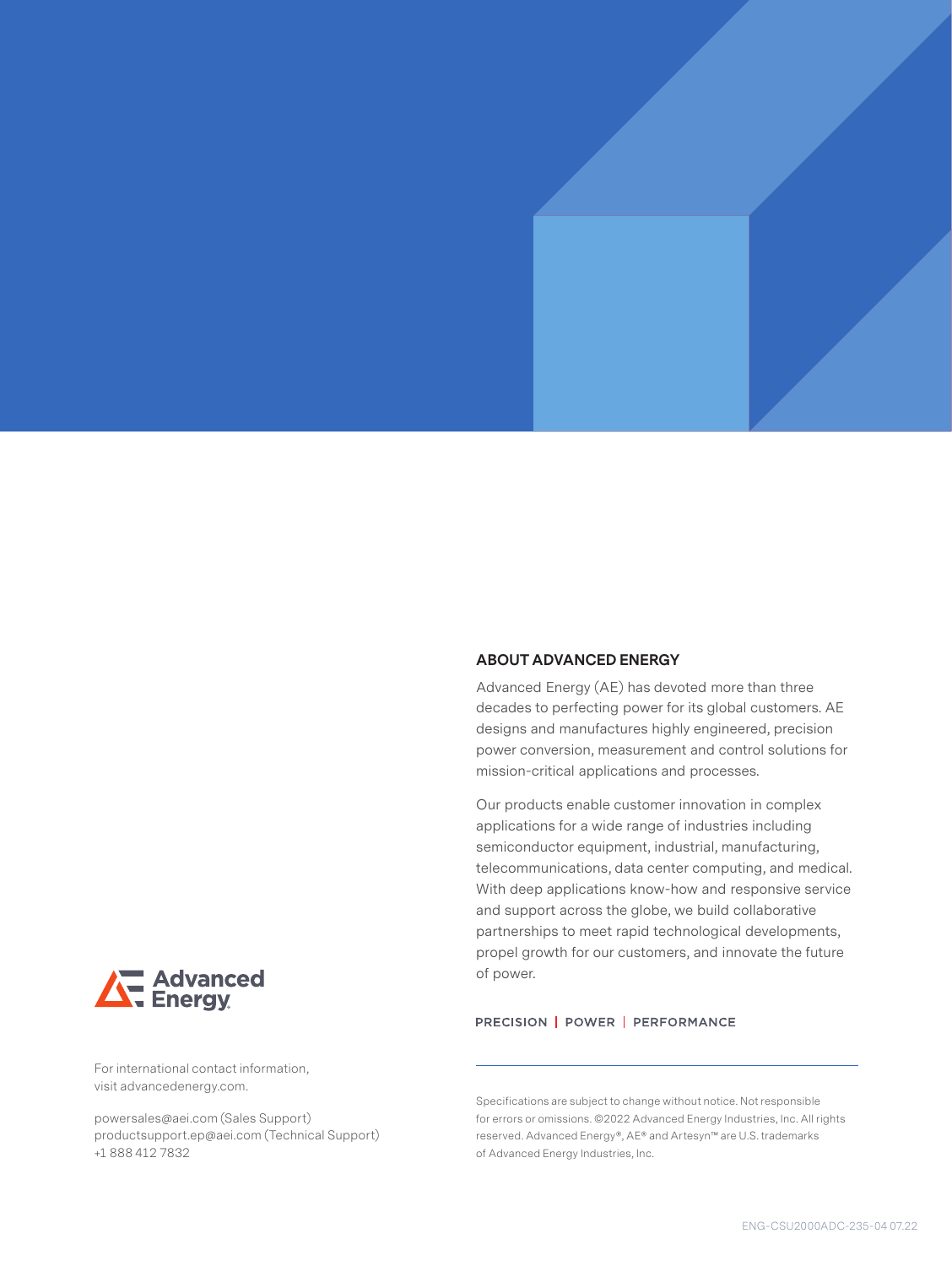## ABOUT ADVANCED ENERGY

Advanced Energy (AE) has devoted more than three decades to perfecting power for its global customers. AE designs and manufactures highly engineered, precision power conversion, measurement and control solutions for mission-critical applications and processes.

Our products enable customer innovation in complex applications for a wide range of industries including semiconductor equipment, industrial, manufacturing, telecommunications, data center computing, and medical. With deep applications know-how and responsive service and support across the globe, we build collaborative partnerships to meet rapid technological developments, propel growth for our customers, and innovate the future of power.

PRECISION | POWER | PERFORMANCE

Advanced Energy

For international contact information, visit advancedenergy.com.

powersales@aei.com (Sales Support)
productsupport.ep@aei.com (Technical Support)
+1 888 412 7832

Specifications are subject to change without notice. Not responsible for errors or omissions. ©2022 Advanced Energy Industries, Inc. All rights reserved. Advanced Energy®, AE® and Artesyn™ are U.S. trademarks of Advanced Energy Industries, Inc.

ENG-CSU2000ADC-235-04 07.22